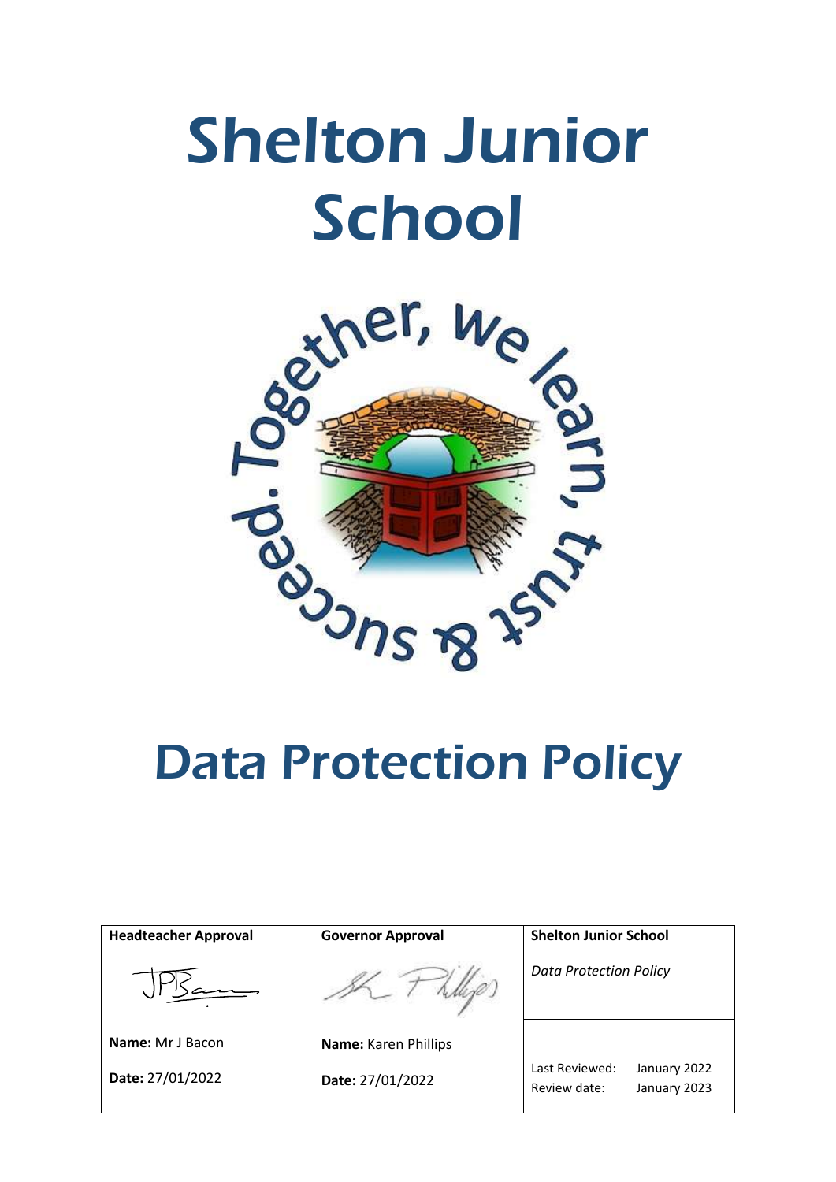# Shelton Junior School

Together, we learn, trust & succeed.

# Data Protection Policy

| Headteacher Approval | Governor Approval | Shelton Junior School |
| --- | --- | --- |
| | | *Data Protection Policy* |
| **Name:** Mr J Bacon | **Name:** Karen Phillips | |
| **Date:** 27/01/2022 | **Date:** 27/01/2022 | Last Reviewed: January 2022<br>Review date: January 2023 |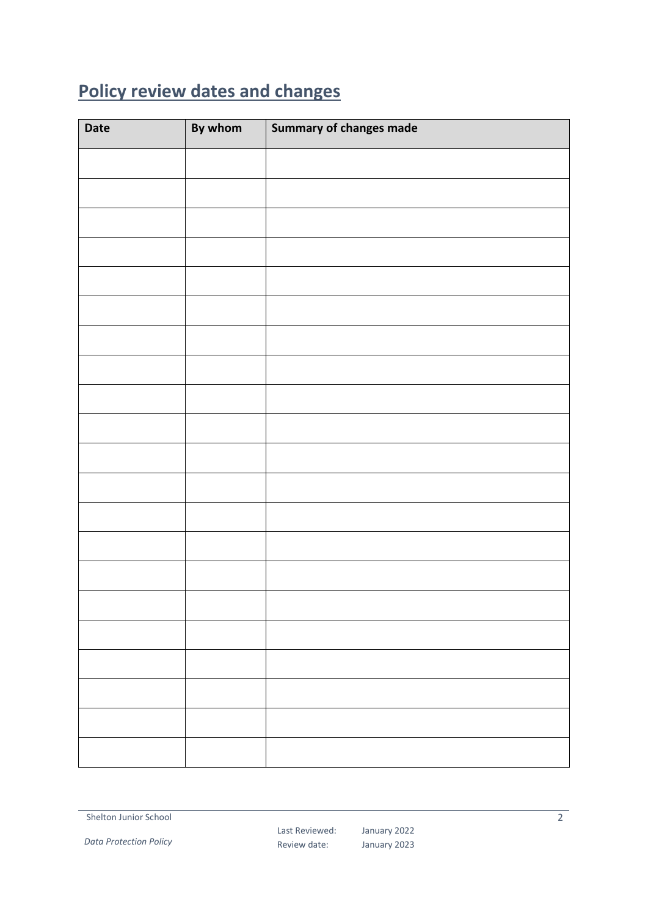## Policy review dates and changes

| Date | By whom | Summary of changes made |
|---|---|---|
| | | |
| | | |
| | | |
| | | |
| | | |
| | | |
| | | |
| | | |
| | | |
| | | |
| | | |
| | | |
| | | |
| | | |
| | | |
| | | |
| | | |
| | | |
| | | |
| | | |
| | | |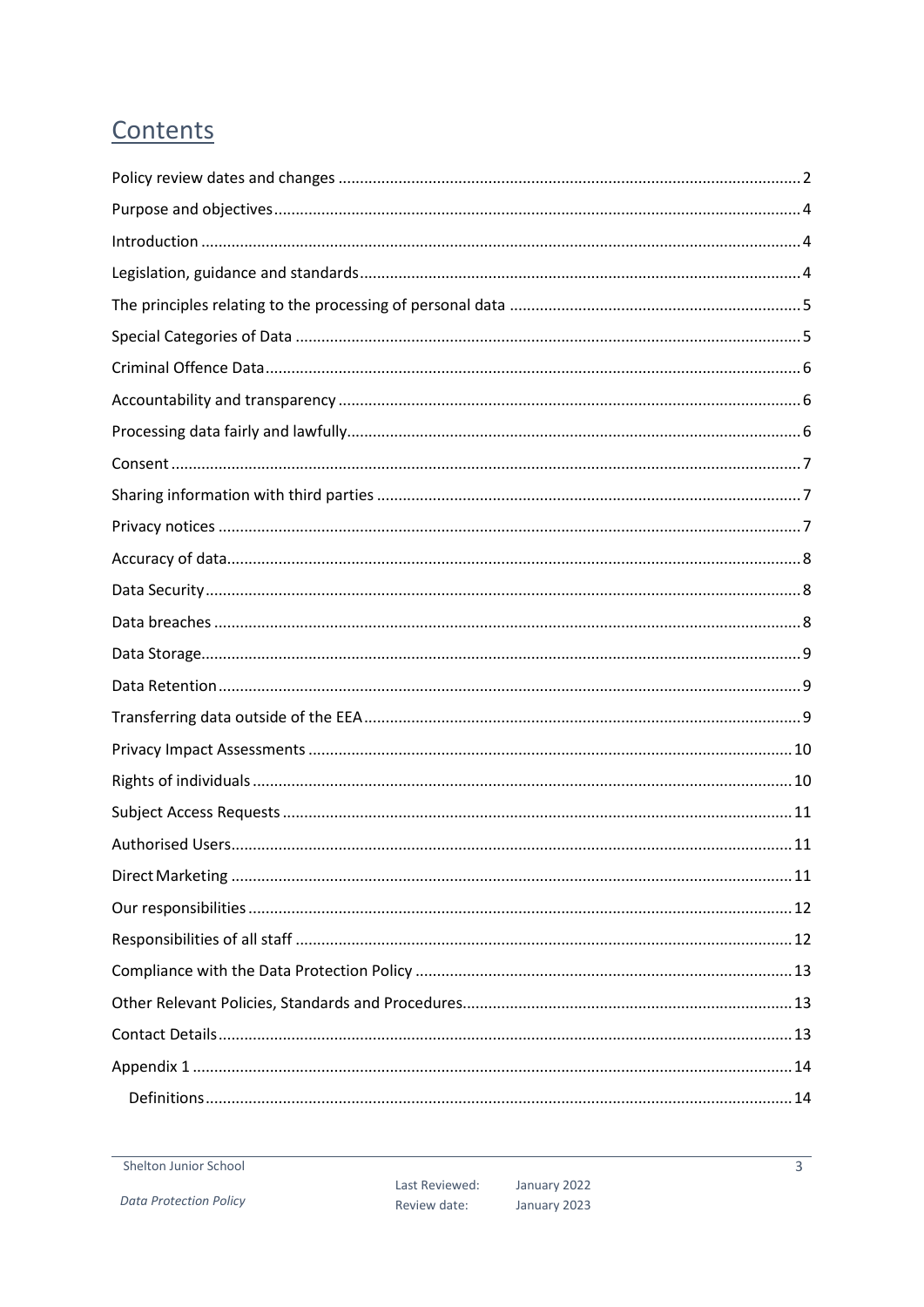# Contents

Policy review dates and changes ........ 2
Purpose and objectives ........ 4
Introduction ........ 4
Legislation, guidance and standards ........ 4
The principles relating to the processing of personal data ........ 5
Special Categories of Data ........ 5
Criminal Offence Data ........ 6
Accountability and transparency ........ 6
Processing data fairly and lawfully ........ 6
Consent ........ 7
Sharing information with third parties ........ 7
Privacy notices ........ 7
Accuracy of data ........ 8
Data Security ........ 8
Data breaches ........ 8
Data Storage ........ 9
Data Retention ........ 9
Transferring data outside of the EEA ........ 9
Privacy Impact Assessments ........ 10
Rights of individuals ........ 10
Subject Access Requests ........ 11
Authorised Users ........ 11
Direct Marketing ........ 11
Our responsibilities ........ 12
Responsibilities of all staff ........ 12
Compliance with the Data Protection Policy ........ 13
Other Relevant Policies, Standards and Procedures ........ 13
Contact Details ........ 13
Appendix 1 ........ 14
    Definitions ........ 14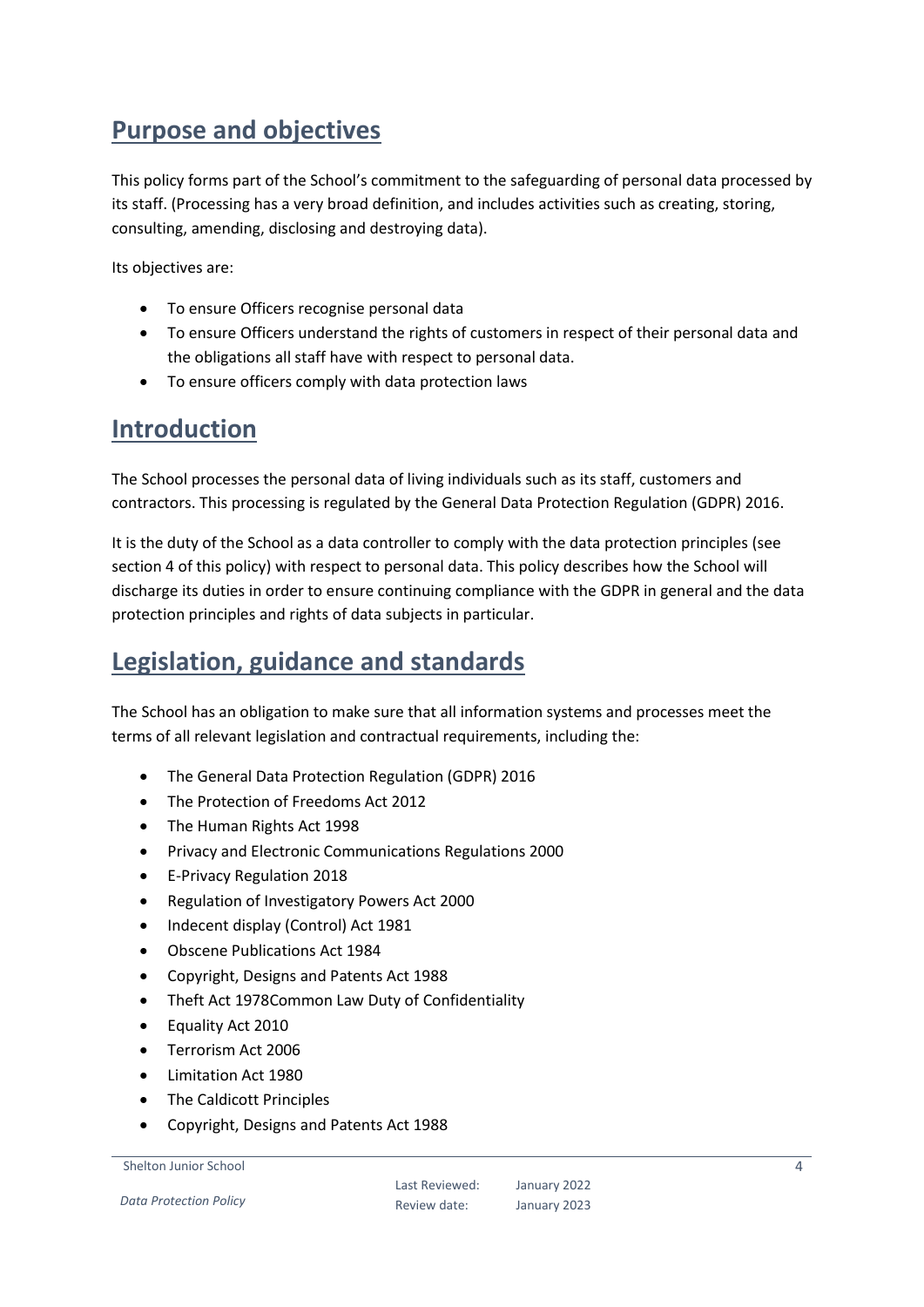## Purpose and objectives

This policy forms part of the School's commitment to the safeguarding of personal data processed by its staff. (Processing has a very broad definition, and includes activities such as creating, storing, consulting, amending, disclosing and destroying data).

Its objectives are:

- To ensure Officers recognise personal data
- To ensure Officers understand the rights of customers in respect of their personal data and the obligations all staff have with respect to personal data.
- To ensure officers comply with data protection laws

## Introduction

The School processes the personal data of living individuals such as its staff, customers and contractors. This processing is regulated by the General Data Protection Regulation (GDPR) 2016.

It is the duty of the School as a data controller to comply with the data protection principles (see section 4 of this policy) with respect to personal data. This policy describes how the School will discharge its duties in order to ensure continuing compliance with the GDPR in general and the data protection principles and rights of data subjects in particular.

## Legislation, guidance and standards

The School has an obligation to make sure that all information systems and processes meet the terms of all relevant legislation and contractual requirements, including the:

- The General Data Protection Regulation (GDPR) 2016
- The Protection of Freedoms Act 2012
- The Human Rights Act 1998
- Privacy and Electronic Communications Regulations 2000
- E-Privacy Regulation 2018
- Regulation of Investigatory Powers Act 2000
- Indecent display (Control) Act 1981
- Obscene Publications Act 1984
- Copyright, Designs and Patents Act 1988
- Theft Act 1978Common Law Duty of Confidentiality
- Equality Act 2010
- Terrorism Act 2006
- Limitation Act 1980
- The Caldicott Principles
- Copyright, Designs and Patents Act 1988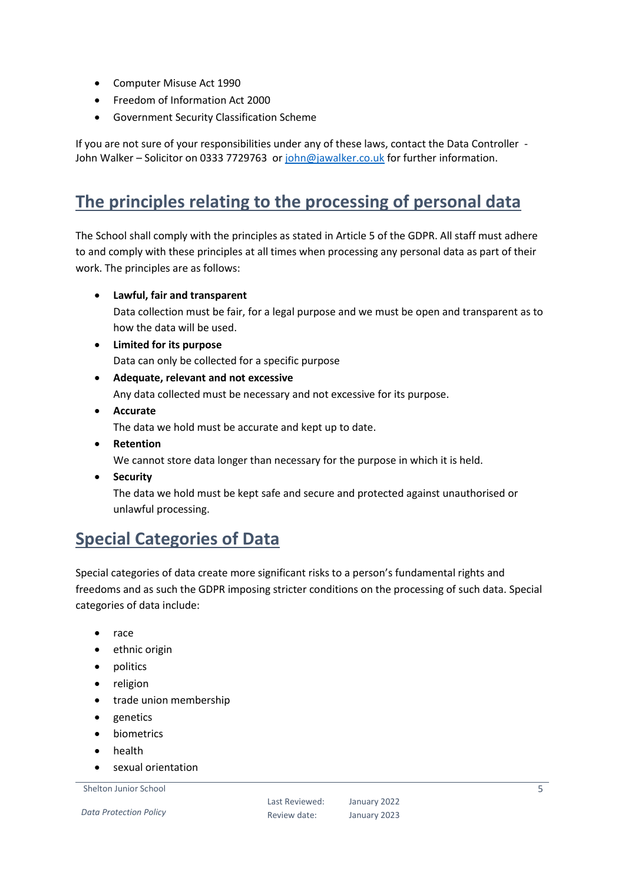- Computer Misuse Act 1990
- Freedom of Information Act 2000
- Government Security Classification Scheme

If you are not sure of your responsibilities under any of these laws, contact the Data Controller - John Walker – Solicitor on 0333 7729763 or john@jawalker.co.uk for further information.

## The principles relating to the processing of personal data

The School shall comply with the principles as stated in Article 5 of the GDPR. All staff must adhere to and comply with these principles at all times when processing any personal data as part of their work. The principles are as follows:

- **Lawful, fair and transparent**
  Data collection must be fair, for a legal purpose and we must be open and transparent as to how the data will be used.
- **Limited for its purpose**
  Data can only be collected for a specific purpose
- **Adequate, relevant and not excessive**
  Any data collected must be necessary and not excessive for its purpose.
- **Accurate**
  The data we hold must be accurate and kept up to date.
- **Retention**
  We cannot store data longer than necessary for the purpose in which it is held.
- **Security**
  The data we hold must be kept safe and secure and protected against unauthorised or unlawful processing.

## Special Categories of Data

Special categories of data create more significant risks to a person's fundamental rights and freedoms and as such the GDPR imposing stricter conditions on the processing of such data. Special categories of data include:

- race
- ethnic origin
- politics
- religion
- trade union membership
- genetics
- biometrics
- health
- sexual orientation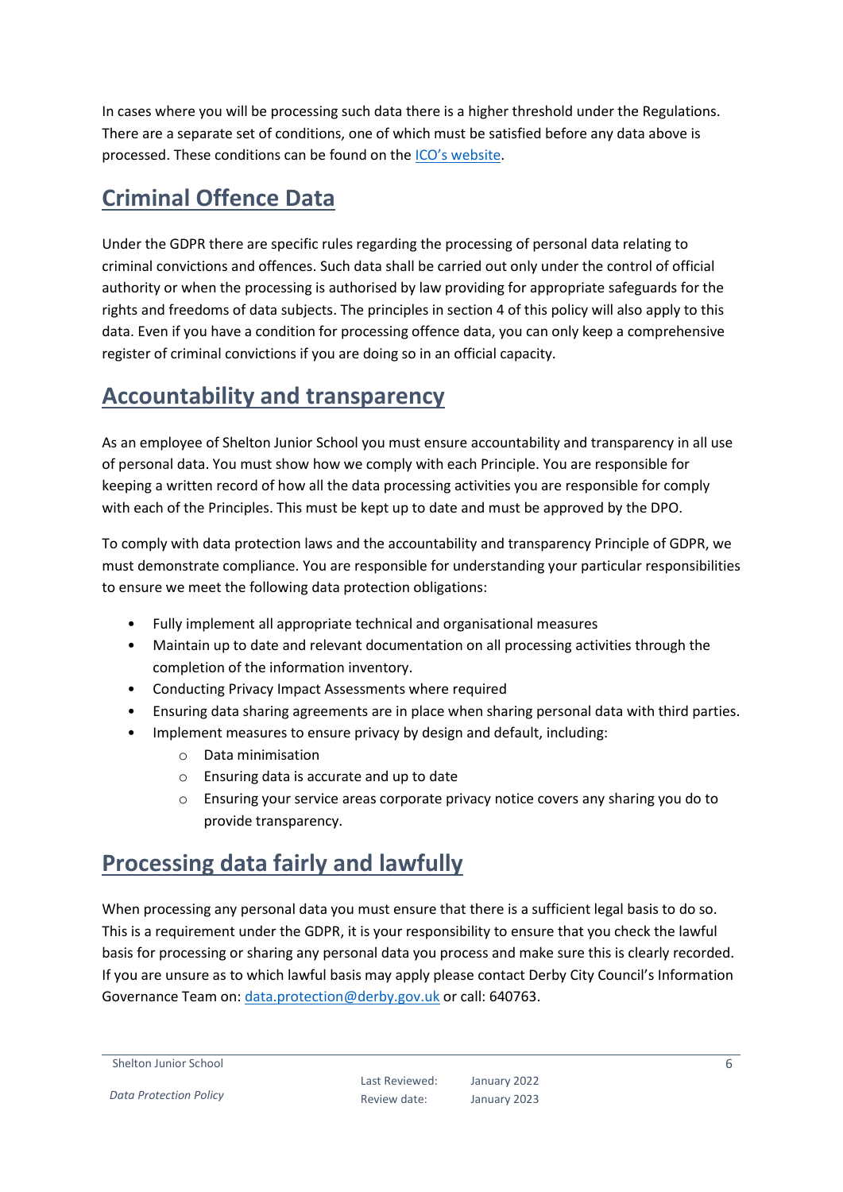In cases where you will be processing such data there is a higher threshold under the Regulations. There are a separate set of conditions, one of which must be satisfied before any data above is processed. These conditions can be found on the [ICO's website](#).

## Criminal Offence Data

Under the GDPR there are specific rules regarding the processing of personal data relating to criminal convictions and offences. Such data shall be carried out only under the control of official authority or when the processing is authorised by law providing for appropriate safeguards for the rights and freedoms of data subjects. The principles in section 4 of this policy will also apply to this data. Even if you have a condition for processing offence data, you can only keep a comprehensive register of criminal convictions if you are doing so in an official capacity.

## Accountability and transparency

As an employee of Shelton Junior School you must ensure accountability and transparency in all use of personal data. You must show how we comply with each Principle. You are responsible for keeping a written record of how all the data processing activities you are responsible for comply with each of the Principles. This must be kept up to date and must be approved by the DPO.

To comply with data protection laws and the accountability and transparency Principle of GDPR, we must demonstrate compliance. You are responsible for understanding your particular responsibilities to ensure we meet the following data protection obligations:

- Fully implement all appropriate technical and organisational measures
- Maintain up to date and relevant documentation on all processing activities through the completion of the information inventory.
- Conducting Privacy Impact Assessments where required
- Ensuring data sharing agreements are in place when sharing personal data with third parties.
- Implement measures to ensure privacy by design and default, including:
  - Data minimisation
  - Ensuring data is accurate and up to date
  - Ensuring your service areas corporate privacy notice covers any sharing you do to provide transparency.

## Processing data fairly and lawfully

When processing any personal data you must ensure that there is a sufficient legal basis to do so. This is a requirement under the GDPR, it is your responsibility to ensure that you check the lawful basis for processing or sharing any personal data you process and make sure this is clearly recorded. If you are unsure as to which lawful basis may apply please contact Derby City Council's Information Governance Team on: data.protection@derby.gov.uk or call: 640763.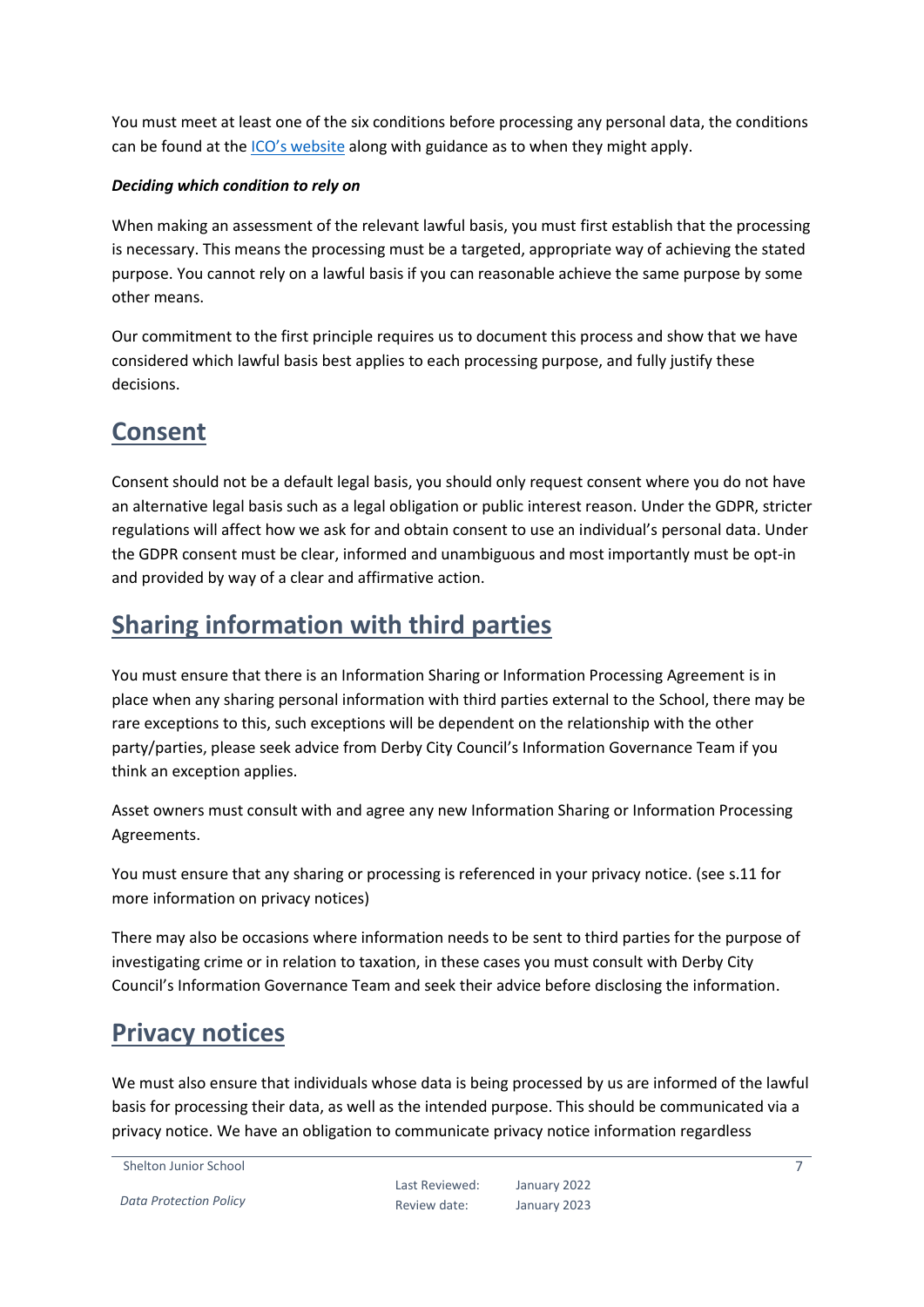You must meet at least one of the six conditions before processing any personal data, the conditions can be found at the [ICO's website](#) along with guidance as to when they might apply.

***Deciding which condition to rely on***

When making an assessment of the relevant lawful basis, you must first establish that the processing is necessary. This means the processing must be a targeted, appropriate way of achieving the stated purpose. You cannot rely on a lawful basis if you can reasonable achieve the same purpose by some other means.

Our commitment to the first principle requires us to document this process and show that we have considered which lawful basis best applies to each processing purpose, and fully justify these decisions.

## Consent

Consent should not be a default legal basis, you should only request consent where you do not have an alternative legal basis such as a legal obligation or public interest reason. Under the GDPR, stricter regulations will affect how we ask for and obtain consent to use an individual's personal data. Under the GDPR consent must be clear, informed and unambiguous and most importantly must be opt-in and provided by way of a clear and affirmative action.

## Sharing information with third parties

You must ensure that there is an Information Sharing or Information Processing Agreement is in place when any sharing personal information with third parties external to the School, there may be rare exceptions to this, such exceptions will be dependent on the relationship with the other party/parties, please seek advice from Derby City Council's Information Governance Team if you think an exception applies.

Asset owners must consult with and agree any new Information Sharing or Information Processing Agreements.

You must ensure that any sharing or processing is referenced in your privacy notice. (see s.11 for more information on privacy notices)

There may also be occasions where information needs to be sent to third parties for the purpose of investigating crime or in relation to taxation, in these cases you must consult with Derby City Council's Information Governance Team and seek their advice before disclosing the information.

## Privacy notices

We must also ensure that individuals whose data is being processed by us are informed of the lawful basis for processing their data, as well as the intended purpose. This should be communicated via a privacy notice. We have an obligation to communicate privacy notice information regardless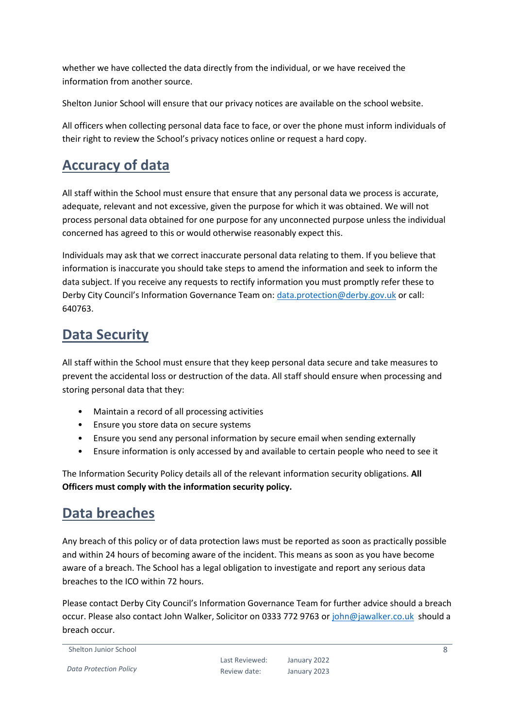whether we have collected the data directly from the individual, or we have received the information from another source.

Shelton Junior School will ensure that our privacy notices are available on the school website.

All officers when collecting personal data face to face, or over the phone must inform individuals of their right to review the School's privacy notices online or request a hard copy.

## Accuracy of data

All staff within the School must ensure that ensure that any personal data we process is accurate, adequate, relevant and not excessive, given the purpose for which it was obtained. We will not process personal data obtained for one purpose for any unconnected purpose unless the individual concerned has agreed to this or would otherwise reasonably expect this.

Individuals may ask that we correct inaccurate personal data relating to them. If you believe that information is inaccurate you should take steps to amend the information and seek to inform the data subject. If you receive any requests to rectify information you must promptly refer these to Derby City Council's Information Governance Team on: data.protection@derby.gov.uk or call: 640763.

## Data Security

All staff within the School must ensure that they keep personal data secure and take measures to prevent the accidental loss or destruction of the data. All staff should ensure when processing and storing personal data that they:

- Maintain a record of all processing activities
- Ensure you store data on secure systems
- Ensure you send any personal information by secure email when sending externally
- Ensure information is only accessed by and available to certain people who need to see it

The Information Security Policy details all of the relevant information security obligations. **All Officers must comply with the information security policy.**

## Data breaches

Any breach of this policy or of data protection laws must be reported as soon as practically possible and within 24 hours of becoming aware of the incident. This means as soon as you have become aware of a breach. The School has a legal obligation to investigate and report any serious data breaches to the ICO within 72 hours.

Please contact Derby City Council's Information Governance Team for further advice should a breach occur. Please also contact John Walker, Solicitor on 0333 772 9763 or john@jawalker.co.uk should a breach occur.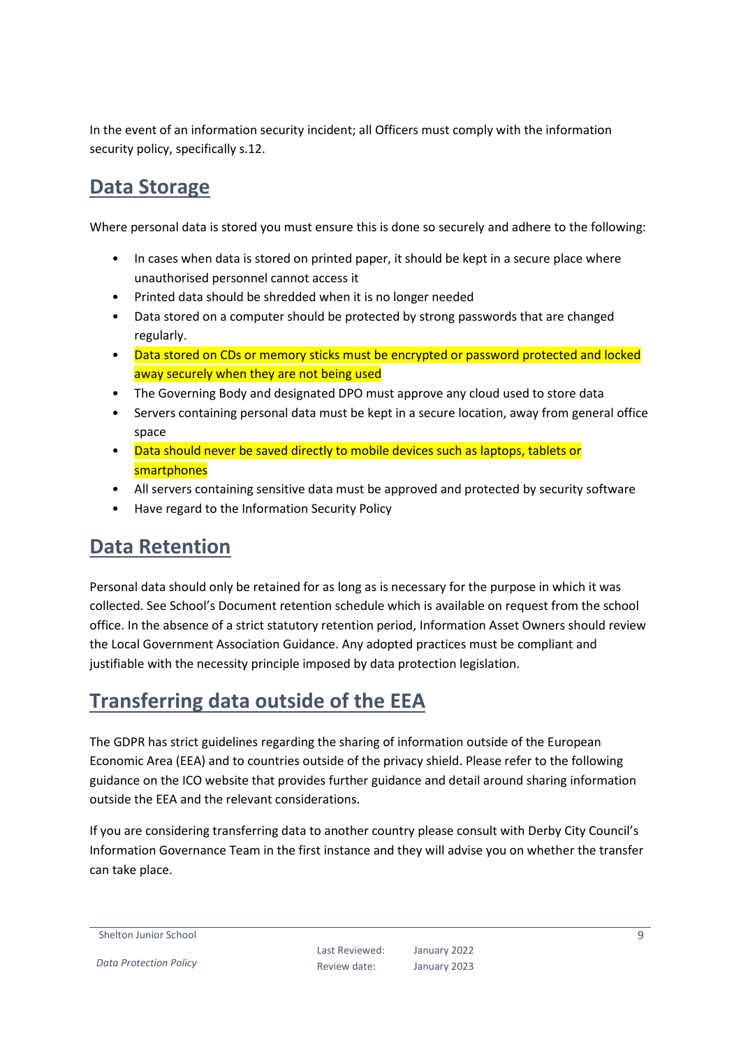In the event of an information security incident; all Officers must comply with the information security policy, specifically s.12.

## Data Storage

Where personal data is stored you must ensure this is done so securely and adhere to the following:

- In cases when data is stored on printed paper, it should be kept in a secure place where unauthorised personnel cannot access it
- Printed data should be shredded when it is no longer needed
- Data stored on a computer should be protected by strong passwords that are changed regularly.
- Data stored on CDs or memory sticks must be encrypted or password protected and locked away securely when they are not being used
- The Governing Body and designated DPO must approve any cloud used to store data
- Servers containing personal data must be kept in a secure location, away from general office space
- Data should never be saved directly to mobile devices such as laptops, tablets or smartphones
- All servers containing sensitive data must be approved and protected by security software
- Have regard to the Information Security Policy

## Data Retention

Personal data should only be retained for as long as is necessary for the purpose in which it was collected. See School's Document retention schedule which is available on request from the school office. In the absence of a strict statutory retention period, Information Asset Owners should review the Local Government Association Guidance. Any adopted practices must be compliant and justifiable with the necessity principle imposed by data protection legislation.

## Transferring data outside of the EEA

The GDPR has strict guidelines regarding the sharing of information outside of the European Economic Area (EEA) and to countries outside of the privacy shield. Please refer to the following guidance on the ICO website that provides further guidance and detail around sharing information outside the EEA and the relevant considerations.

If you are considering transferring data to another country please consult with Derby City Council's Information Governance Team in the first instance and they will advise you on whether the transfer can take place.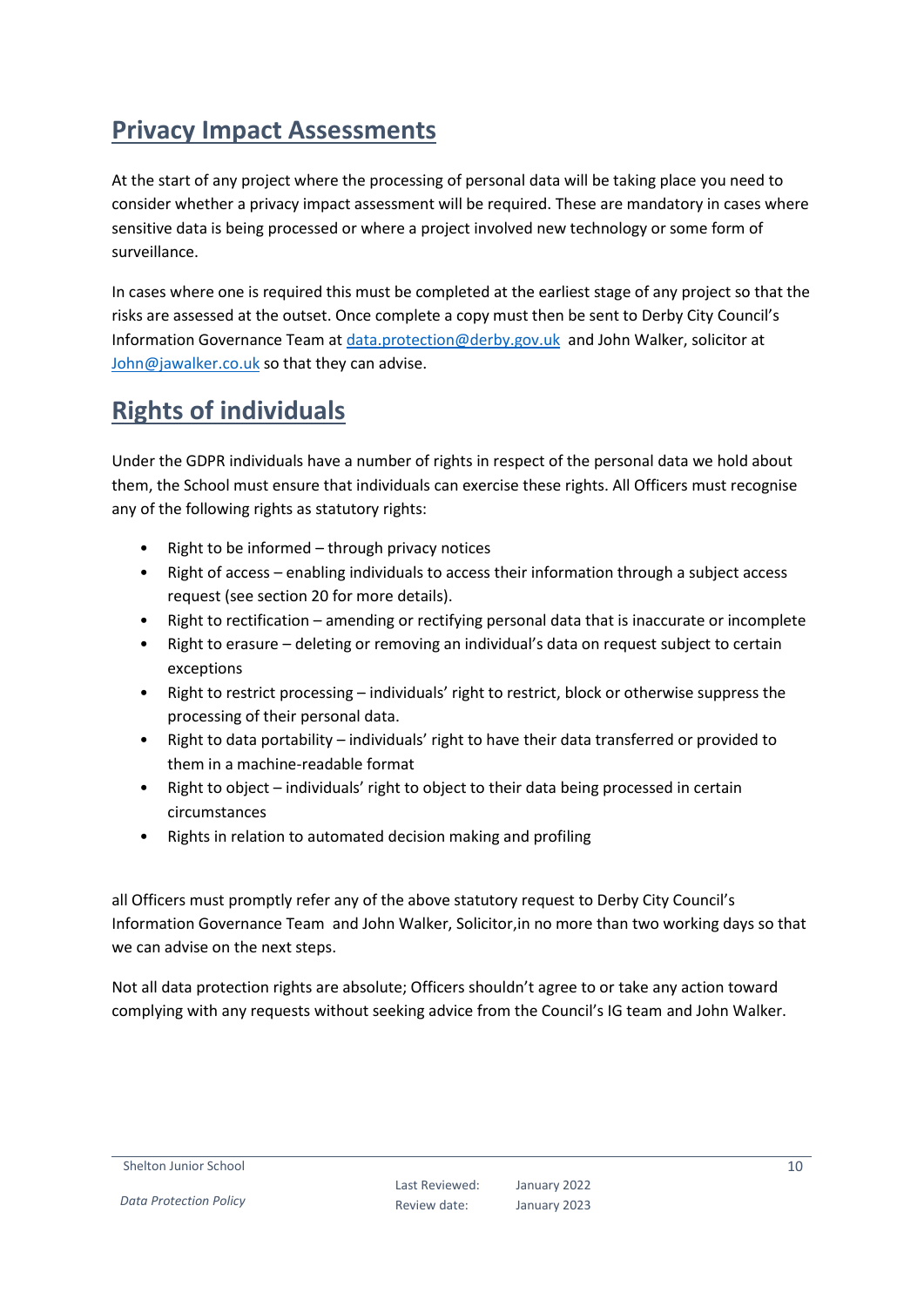## Privacy Impact Assessments

At the start of any project where the processing of personal data will be taking place you need to consider whether a privacy impact assessment will be required. These are mandatory in cases where sensitive data is being processed or where a project involved new technology or some form of surveillance.

In cases where one is required this must be completed at the earliest stage of any project so that the risks are assessed at the outset. Once complete a copy must then be sent to Derby City Council's Information Governance Team at data.protection@derby.gov.uk and John Walker, solicitor at John@jawalker.co.uk so that they can advise.

## Rights of individuals

Under the GDPR individuals have a number of rights in respect of the personal data we hold about them, the School must ensure that individuals can exercise these rights. All Officers must recognise any of the following rights as statutory rights:

- Right to be informed – through privacy notices
- Right of access – enabling individuals to access their information through a subject access request (see section 20 for more details).
- Right to rectification – amending or rectifying personal data that is inaccurate or incomplete
- Right to erasure – deleting or removing an individual's data on request subject to certain exceptions
- Right to restrict processing – individuals' right to restrict, block or otherwise suppress the processing of their personal data.
- Right to data portability – individuals' right to have their data transferred or provided to them in a machine-readable format
- Right to object – individuals' right to object to their data being processed in certain circumstances
- Rights in relation to automated decision making and profiling

all Officers must promptly refer any of the above statutory request to Derby City Council's Information Governance Team and John Walker, Solicitor,in no more than two working days so that we can advise on the next steps.

Not all data protection rights are absolute; Officers shouldn't agree to or take any action toward complying with any requests without seeking advice from the Council's IG team and John Walker.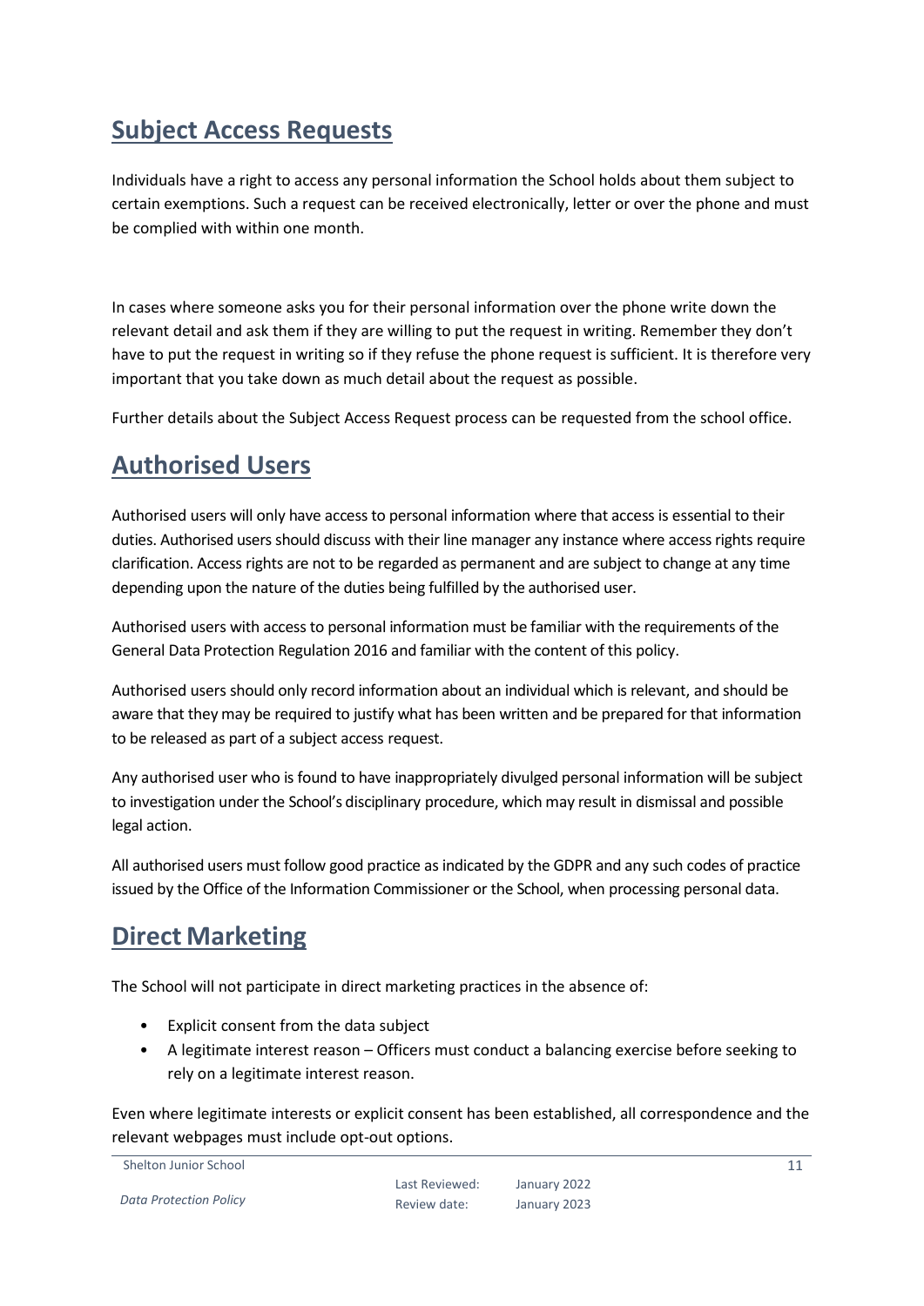## Subject Access Requests

Individuals have a right to access any personal information the School holds about them subject to certain exemptions. Such a request can be received electronically, letter or over the phone and must be complied with within one month.

In cases where someone asks you for their personal information over the phone write down the relevant detail and ask them if they are willing to put the request in writing. Remember they don't have to put the request in writing so if they refuse the phone request is sufficient. It is therefore very important that you take down as much detail about the request as possible.

Further details about the Subject Access Request process can be requested from the school office.

## Authorised Users

Authorised users will only have access to personal information where that access is essential to their duties. Authorised users should discuss with their line manager any instance where access rights require clarification. Access rights are not to be regarded as permanent and are subject to change at any time depending upon the nature of the duties being fulfilled by the authorised user.

Authorised users with access to personal information must be familiar with the requirements of the General Data Protection Regulation 2016 and familiar with the content of this policy.

Authorised users should only record information about an individual which is relevant, and should be aware that they may be required to justify what has been written and be prepared for that information to be released as part of a subject access request.

Any authorised user who is found to have inappropriately divulged personal information will be subject to investigation under the School's disciplinary procedure, which may result in dismissal and possible legal action.

All authorised users must follow good practice as indicated by the GDPR and any such codes of practice issued by the Office of the Information Commissioner or the School, when processing personal data.

## Direct Marketing

The School will not participate in direct marketing practices in the absence of:

- Explicit consent from the data subject
- A legitimate interest reason – Officers must conduct a balancing exercise before seeking to rely on a legitimate interest reason.

Even where legitimate interests or explicit consent has been established, all correspondence and the relevant webpages must include opt-out options.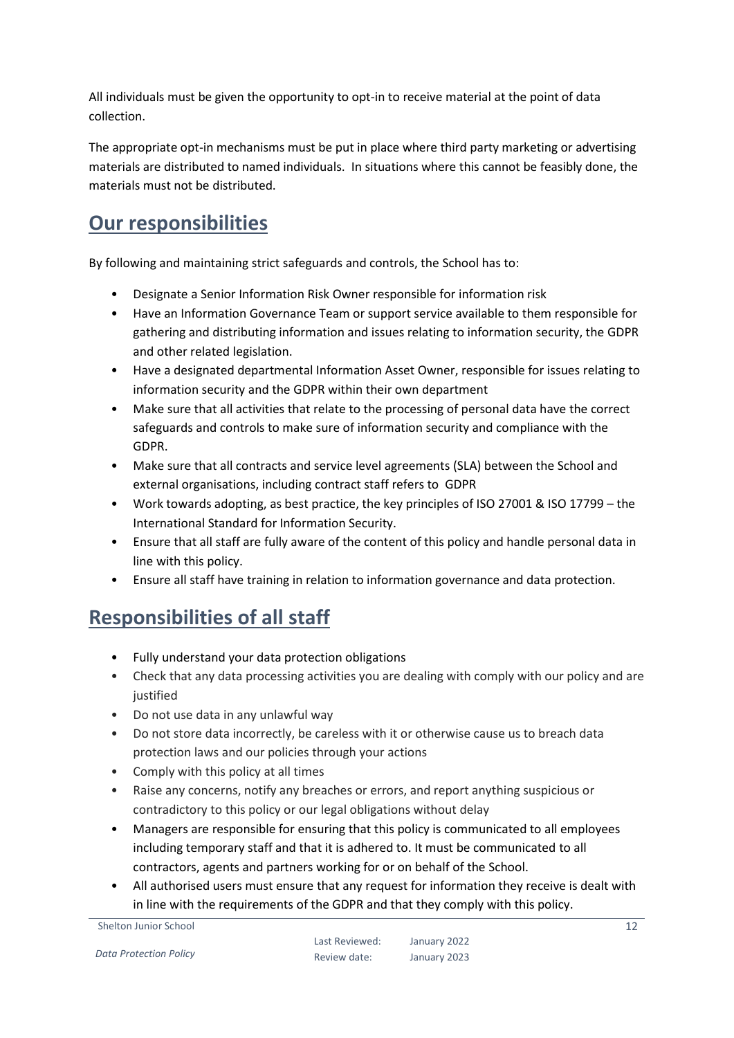All individuals must be given the opportunity to opt-in to receive material at the point of data collection.

The appropriate opt-in mechanisms must be put in place where third party marketing or advertising materials are distributed to named individuals. In situations where this cannot be feasibly done, the materials must not be distributed.

## Our responsibilities

By following and maintaining strict safeguards and controls, the School has to:

- Designate a Senior Information Risk Owner responsible for information risk
- Have an Information Governance Team or support service available to them responsible for gathering and distributing information and issues relating to information security, the GDPR and other related legislation.
- Have a designated departmental Information Asset Owner, responsible for issues relating to information security and the GDPR within their own department
- Make sure that all activities that relate to the processing of personal data have the correct safeguards and controls to make sure of information security and compliance with the GDPR.
- Make sure that all contracts and service level agreements (SLA) between the School and external organisations, including contract staff refers to GDPR
- Work towards adopting, as best practice, the key principles of ISO 27001 & ISO 17799 – the International Standard for Information Security.
- Ensure that all staff are fully aware of the content of this policy and handle personal data in line with this policy.
- Ensure all staff have training in relation to information governance and data protection.

## Responsibilities of all staff

- Fully understand your data protection obligations
- Check that any data processing activities you are dealing with comply with our policy and are justified
- Do not use data in any unlawful way
- Do not store data incorrectly, be careless with it or otherwise cause us to breach data protection laws and our policies through your actions
- Comply with this policy at all times
- Raise any concerns, notify any breaches or errors, and report anything suspicious or contradictory to this policy or our legal obligations without delay
- Managers are responsible for ensuring that this policy is communicated to all employees including temporary staff and that it is adhered to. It must be communicated to all contractors, agents and partners working for or on behalf of the School.
- All authorised users must ensure that any request for information they receive is dealt with in line with the requirements of the GDPR and that they comply with this policy.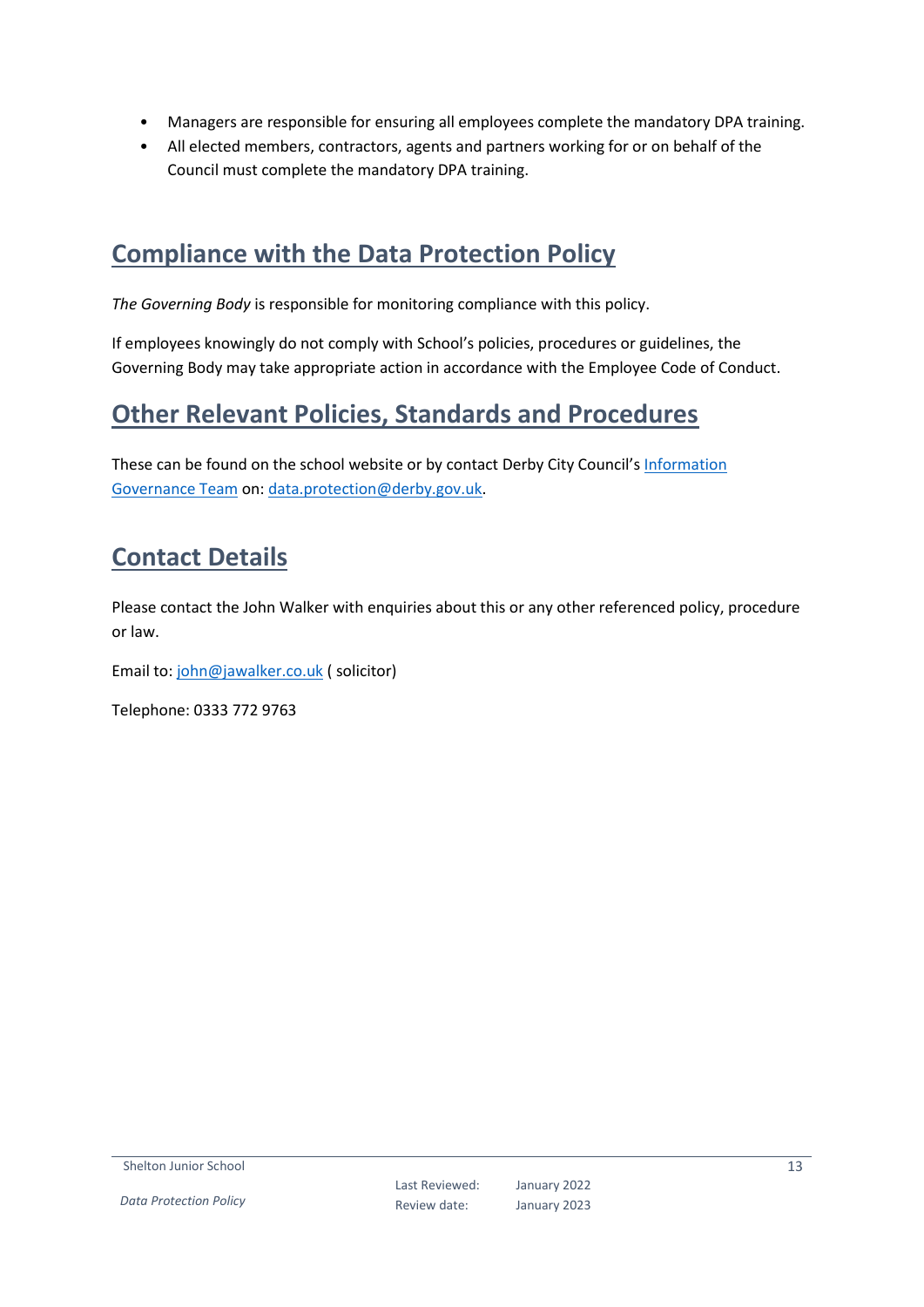- Managers are responsible for ensuring all employees complete the mandatory DPA training.
- All elected members, contractors, agents and partners working for or on behalf of the Council must complete the mandatory DPA training.

## Compliance with the Data Protection Policy

*The Governing Body* is responsible for monitoring compliance with this policy.

If employees knowingly do not comply with School's policies, procedures or guidelines, the Governing Body may take appropriate action in accordance with the Employee Code of Conduct.

## Other Relevant Policies, Standards and Procedures

These can be found on the school website or by contact Derby City Council's [Information Governance Team](#) on: [data.protection@derby.gov.uk](mailto:data.protection@derby.gov.uk).

## Contact Details

Please contact the John Walker with enquiries about this or any other referenced policy, procedure or law.

Email to: [john@jawalker.co.uk](mailto:john@jawalker.co.uk) ( solicitor)

Telephone: 0333 772 9763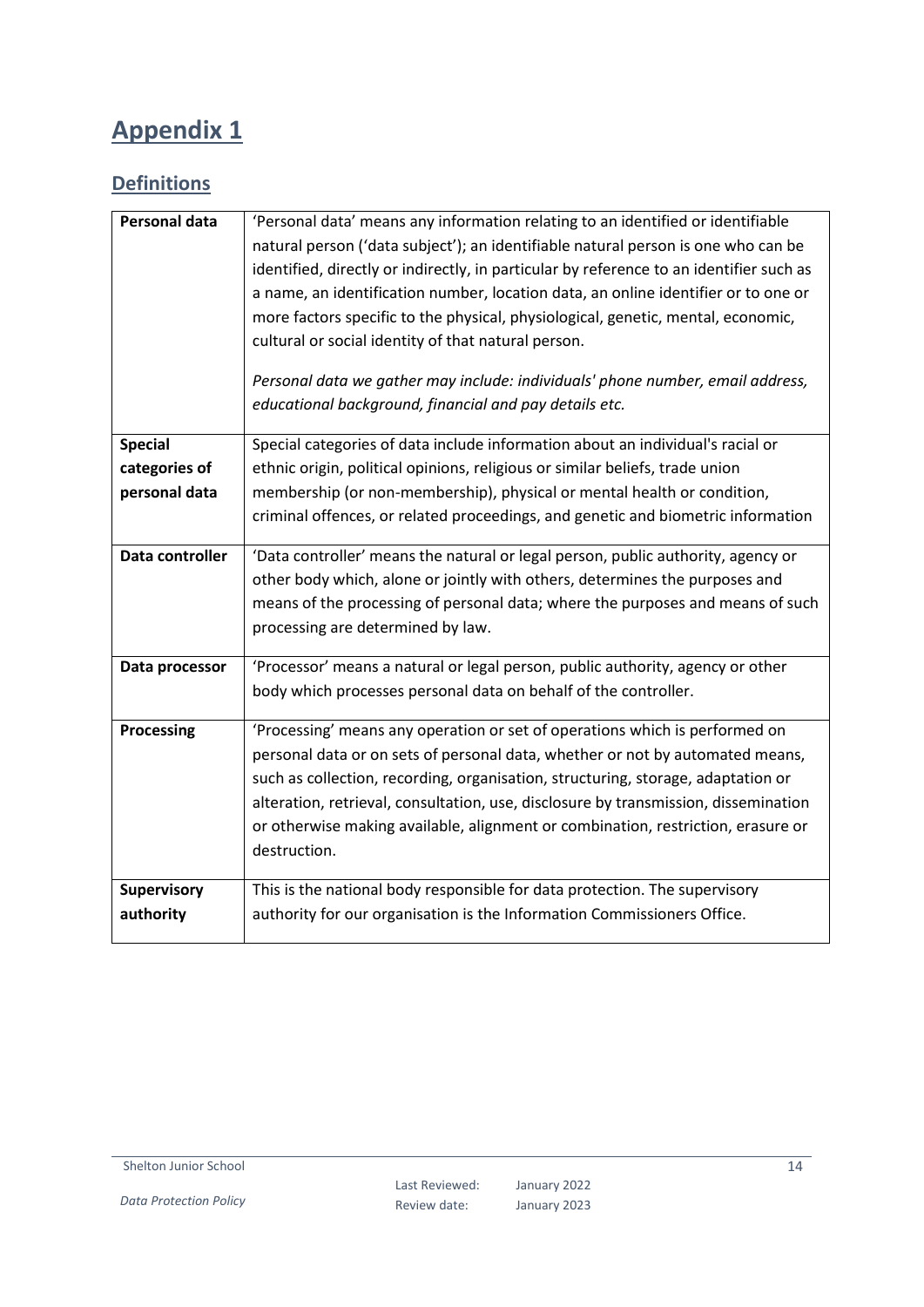# Appendix 1

## Definitions

| | |
|---|---|
| **Personal data** | 'Personal data' means any information relating to an identified or identifiable natural person ('data subject'); an identifiable natural person is one who can be identified, directly or indirectly, in particular by reference to an identifier such as a name, an identification number, location data, an online identifier or to one or more factors specific to the physical, physiological, genetic, mental, economic, cultural or social identity of that natural person.<br><br>*Personal data we gather may include: individuals' phone number, email address, educational background, financial and pay details etc.* |
| **Special categories of personal data** | Special categories of data include information about an individual's racial or ethnic origin, political opinions, religious or similar beliefs, trade union membership (or non-membership), physical or mental health or condition, criminal offences, or related proceedings, and genetic and biometric information |
| **Data controller** | 'Data controller' means the natural or legal person, public authority, agency or other body which, alone or jointly with others, determines the purposes and means of the processing of personal data; where the purposes and means of such processing are determined by law. |
| **Data processor** | 'Processor' means a natural or legal person, public authority, agency or other body which processes personal data on behalf of the controller. |
| **Processing** | 'Processing' means any operation or set of operations which is performed on personal data or on sets of personal data, whether or not by automated means, such as collection, recording, organisation, structuring, storage, adaptation or alteration, retrieval, consultation, use, disclosure by transmission, dissemination or otherwise making available, alignment or combination, restriction, erasure or destruction. |
| **Supervisory authority** | This is the national body responsible for data protection. The supervisory authority for our organisation is the Information Commissioners Office. |